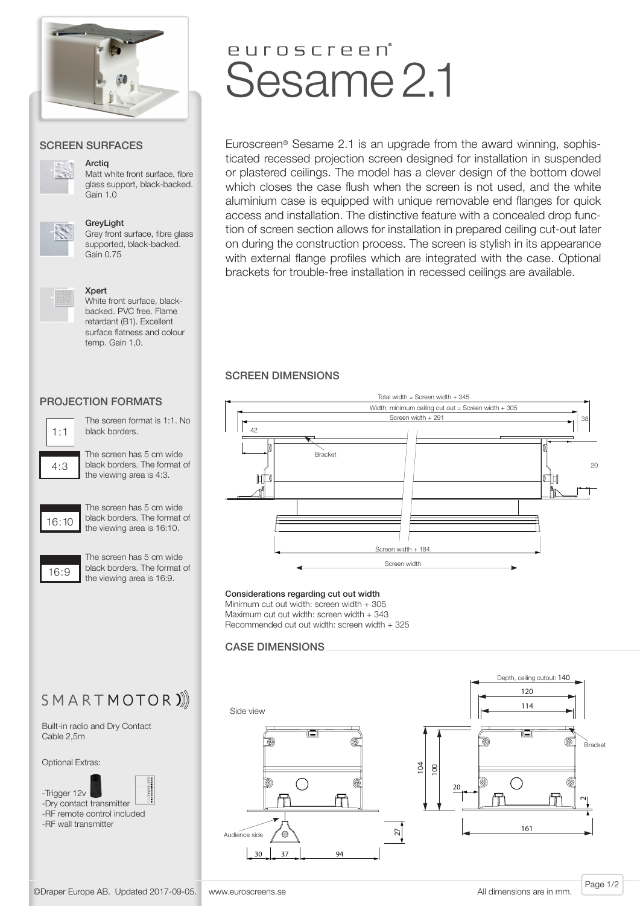# euroscreen® Sesame 2.1

Euroscreen® Sesame 2.1 is an upgrade from the award winning, sophisticated recessed projection screen designed for installation in suspended or plastered ceilings. The model has a clever design of the bottom dowel which closes the case flush when the screen is not used, and the white aluminium case is equipped with unique removable end flanges for quick access and installation. The distinctive feature with a concealed drop function of screen section allows for installation in prepared ceiling cut-out later on during the construction process. The screen is stylish in its appearance with external flange profiles which are integrated with the case. Optional brackets for trouble-free installation in recessed ceilings are available.

## SCREEN SURFACES

**Arctiq**
Matt white front surface, fibre glass support, black-backed. Gain 1.0

**GreyLight**
Grey front surface, fibre glass supported, black-backed. Gain 0.75

**Xpert**
White front surface, black-backed. PVC free. Flame retardant (B1). Excellent surface flatness and colour temp. Gain 1,0.

## PROJECTION FORMATS

**1:1** – The screen format is 1:1. No black borders.

**4:3** – The screen has 5 cm wide black borders. The format of the viewing area is 4:3.

**16:10** – The screen has 5 cm wide black borders. The format of the viewing area is 16:10.

**16:9** – The screen has 5 cm wide black borders. The format of the viewing area is 16:9.

## SMARTMOTOR

Built-in radio and Dry Contact
Cable 2,5m

Optional Extras:

- Trigger 12v
- Dry contact transmitter
- RF remote control included
- RF wall transmitter

## SCREEN DIMENSIONS

Total width = Screen width + 345
Width; minimum ceiling cut out = Screen width + 305
Screen width + 291
42
38
20
Bracket
Screen width + 184
Screen width

**Considerations regarding cut out width**
Minimum cut out width: screen width + 305
Maximum cut out width: screen width + 343
Recommended cut out width: screen width + 325

## CASE DIMENSIONS

Side view

Depth, ceiling cutout: 140
120
114
Bracket
104
100
20
2
161
27
Audience side
30 37 94

©Draper Europe AB. Updated 2017-09-05. www.euroscreens.se All dimensions are in mm.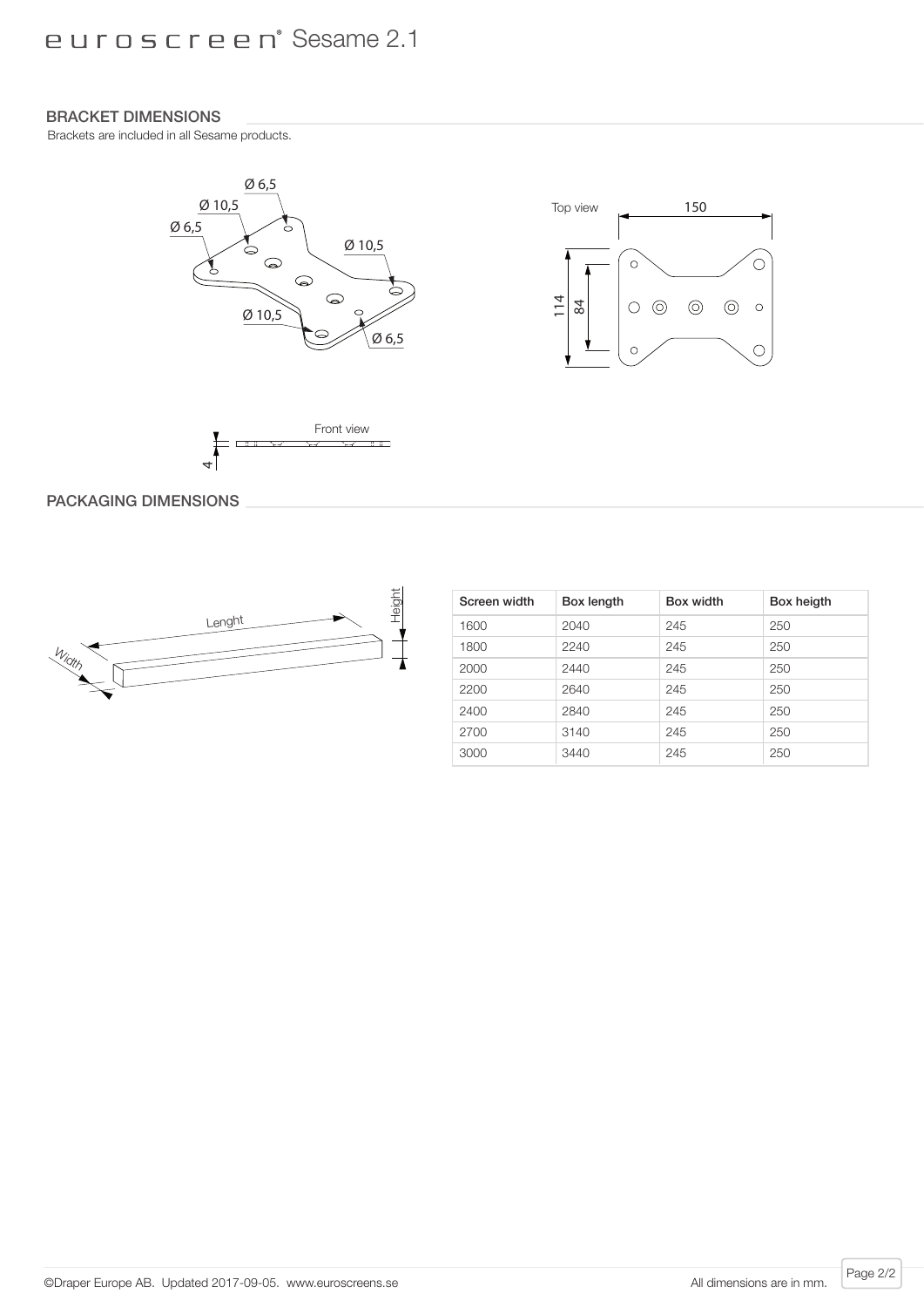## BRACKET DIMENSIONS

Brackets are included in all Sesame products.

Ø 6,5
Ø 10,5
Ø 6,5
Ø 10,5
Ø 10,5
Ø 6,5

Top view
150
114
84

Front view
4

## PACKAGING DIMENSIONS

Lenght
Height
Width

| Screen width | Box length | Box width | Box heigth |
|---|---|---|---|
| 1600 | 2040 | 245 | 250 |
| 1800 | 2240 | 245 | 250 |
| 2000 | 2440 | 245 | 250 |
| 2200 | 2640 | 245 | 250 |
| 2400 | 2840 | 245 | 250 |
| 2700 | 3140 | 245 | 250 |
| 3000 | 3440 | 245 | 250 |

©Draper Europe AB. Updated 2017-09-05. www.euroscreens.se

All dimensions are in mm.